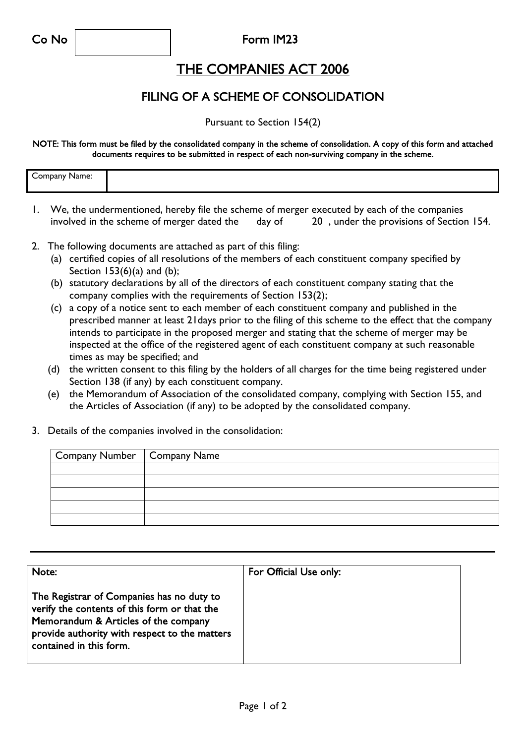Co No | |
---|---

Form IM23

# THE COMPANIES ACT 2006

## FILING OF A SCHEME OF CONSOLIDATION

Pursuant to Section 154(2)

**NOTE: This form must be filed by the consolidated company in the scheme of consolidation. A copy of this form and attached documents requires to be submitted in respect of each non-surviving company in the scheme.**

| Company Name: | |
|---|---|

1. We, the undermentioned, hereby file the scheme of merger executed by each of the companies involved in the scheme of merger dated the day of 20 , under the provisions of Section 154.

2. The following documents are attached as part of this filing:
   (a) certified copies of all resolutions of the members of each constituent company specified by Section 153(6)(a) and (b);
   (b) statutory declarations by all of the directors of each constituent company stating that the company complies with the requirements of Section 153(2);
   (c) a copy of a notice sent to each member of each constituent company and published in the prescribed manner at least 21days prior to the filing of this scheme to the effect that the company intends to participate in the proposed merger and stating that the scheme of merger may be inspected at the office of the registered agent of each constituent company at such reasonable times as may be specified; and
   (d) the written consent to this filing by the holders of all charges for the time being registered under Section 138 (if any) by each constituent company.
   (e) the Memorandum of Association of the consolidated company, complying with Section 155, and the Articles of Association (if any) to be adopted by the consolidated company.

3. Details of the companies involved in the consolidation:

| Company Number | Company Name |
|---|---|
| | |
| | |
| | |
| | |
| | |

---

| Note:<br><br>**The Registrar of Companies has no duty to verify the contents of this form or that the Memorandum & Articles of the company provide authority with respect to the matters contained in this form.** | For Official Use only: |
|---|---|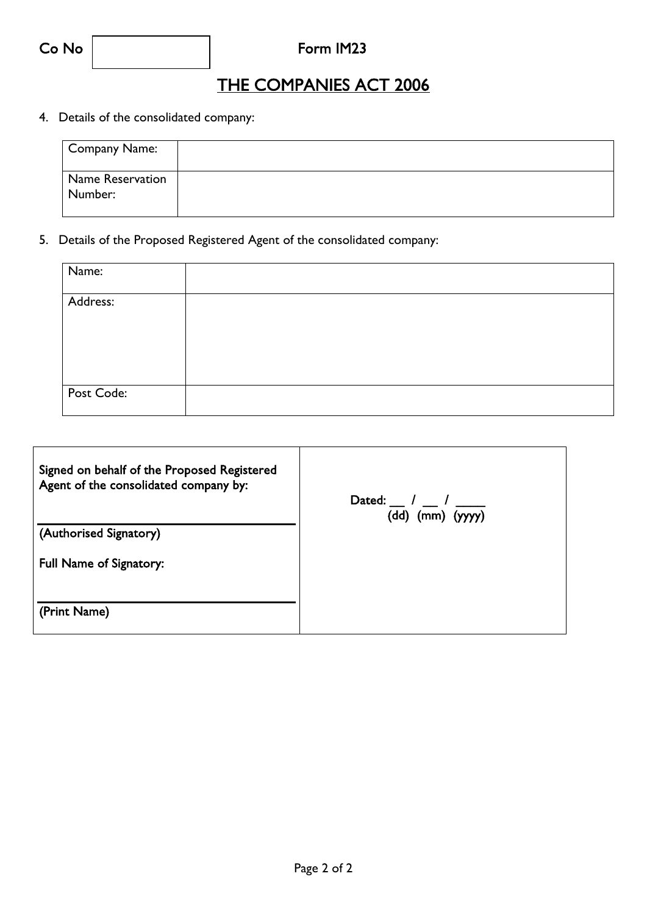Co No | |

Form IM23

# THE COMPANIES ACT 2006

4. Details of the consolidated company:

| | |
|---|---|
| Company Name: | |
| Name Reservation Number: | |

5. Details of the Proposed Registered Agent of the consolidated company:

| | |
|---|---|
| Name: | |
| Address: | |
| Post Code: | |

| | |
|---|---|
| **Signed on behalf of the Proposed Registered Agent of the consolidated company by:**<br><br>**(Authorised Signatory)**<br><br>**Full Name of Signatory:**<br><br>**(Print Name)** | **Dated: __ / __ / ____**<br>**(dd) (mm) (yyyy)** |